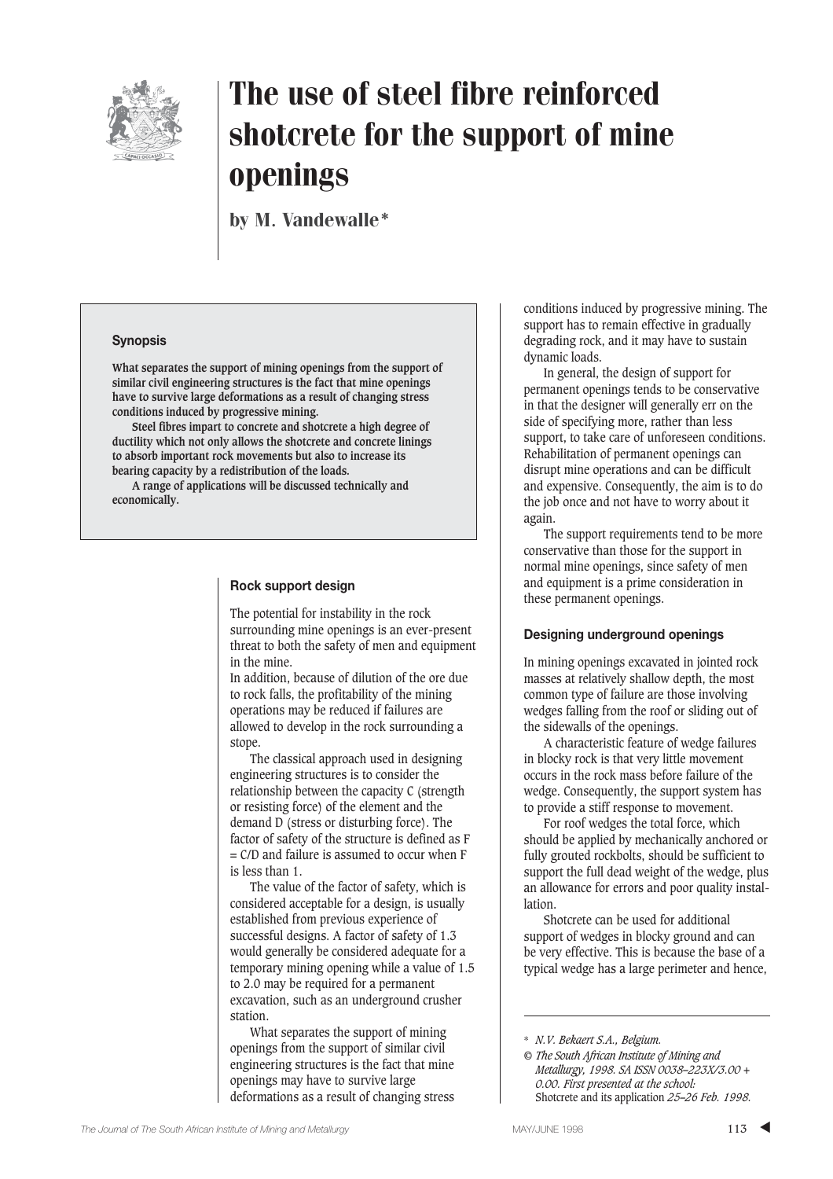# The use of steel fibre reinforced shotcrete for the support of mine openings

**by M. Vandewalle***

### Synopsis

**What separates the support of mining openings from the support of similar civil engineering structures is the fact that mine openings have to survive large deformations as a result of changing stress conditions induced by progressive mining.**

**Steel fibres impart to concrete and shotcrete a high degree of ductility which not only allows the shotcrete and concrete linings to absorb important rock movements but also to increase its bearing capacity by a redistribution of the loads.**

**A range of applications will be discussed technically and economically.**

## Rock support design

The potential for instability in the rock surrounding mine openings is an ever-present threat to both the safety of men and equipment in the mine.

In addition, because of dilution of the ore due to rock falls, the profitability of the mining operations may be reduced if failures are allowed to develop in the rock surrounding a stope.

The classical approach used in designing engineering structures is to consider the relationship between the capacity C (strength or resisting force) of the element and the demand D (stress or disturbing force). The factor of safety of the structure is defined as $F = C/D$ and failure is assumed to occur when F is less than 1.

The value of the factor of safety, which is considered acceptable for a design, is usually established from previous experience of successful designs. A factor of safety of 1.3 would generally be considered adequate for a temporary mining opening while a value of 1.5 to 2.0 may be required for a permanent excavation, such as an underground crusher station.

What separates the support of mining openings from the support of similar civil engineering structures is the fact that mine openings may have to survive large deformations as a result of changing stress conditions induced by progressive mining. The support has to remain effective in gradually degrading rock, and it may have to sustain dynamic loads.

In general, the design of support for permanent openings tends to be conservative in that the designer will generally err on the side of specifying more, rather than less support, to take care of unforeseen conditions. Rehabilitation of permanent openings can disrupt mine operations and can be difficult and expensive. Consequently, the aim is to do the job once and not have to worry about it again.

The support requirements tend to be more conservative than those for the support in normal mine openings, since safety of men and equipment is a prime consideration in these permanent openings.

## Designing underground openings

In mining openings excavated in jointed rock masses at relatively shallow depth, the most common type of failure are those involving wedges falling from the roof or sliding out of the sidewalls of the openings.

A characteristic feature of wedge failures in blocky rock is that very little movement occurs in the rock mass before failure of the wedge. Consequently, the support system has to provide a stiff response to movement.

For roof wedges the total force, which should be applied by mechanically anchored or fully grouted rockbolts, should be sufficient to support the full dead weight of the wedge, plus an allowance for errors and poor quality installation.

Shotcrete can be used for additional support of wedges in blocky ground and can be very effective. This is because the base of a typical wedge has a large perimeter and hence,

---

\* *N.V. Bekaert S.A., Belgium.*

© *The South African Institute of Mining and Metallurgy, 1998. SA ISSN 0038–223X/3.00 + 0.00. First presented at the school:* Shotcrete and its application *25–26 Feb. 1998.*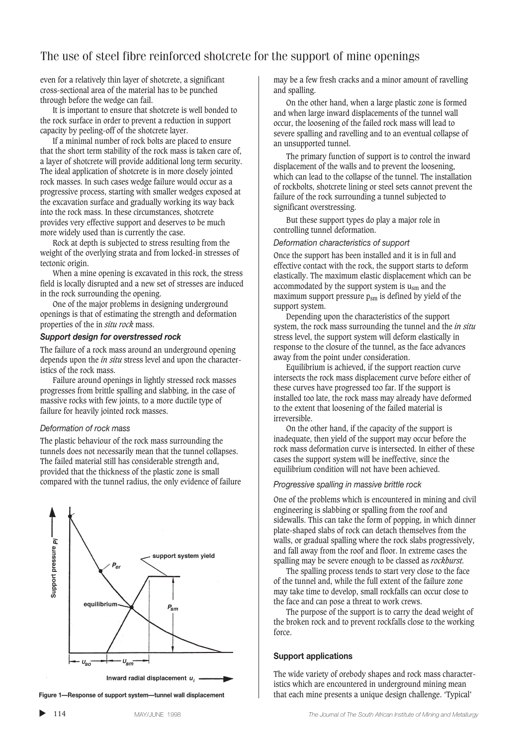even for a relatively thin layer of shotcrete, a significant cross-sectional area of the material has to be punched through before the wedge can fail.

It is important to ensure that shotcrete is well bonded to the rock surface in order to prevent a reduction in support capacity by peeling-off of the shotcrete layer.

If a minimal number of rock bolts are placed to ensure that the short term stability of the rock mass is taken care of, a layer of shotcrete will provide additional long term security. The ideal application of shotcrete is in more closely jointed rock masses. In such cases wedge failure would occur as a progressive process, starting with smaller wedges exposed at the excavation surface and gradually working its way back into the rock mass. In these circumstances, shotcrete provides very effective support and deserves to be much more widely used than is currently the case.

Rock at depth is subjected to stress resulting from the weight of the overlying strata and from locked-in stresses of tectonic origin.

When a mine opening is excavated in this rock, the stress field is locally disrupted and a new set of stresses are induced in the rock surrounding the opening.

One of the major problems in designing underground openings is that of estimating the strength and deformation properties of the in *situ rock* mass.

### *Support design for overstressed rock*

The failure of a rock mass around an underground opening depends upon the *in situ* stress level and upon the characteristics of the rock mass.

Failure around openings in lightly stressed rock masses progresses from brittle spalling and slabbing, in the case of massive rocks with few joints, to a more ductile type of failure for heavily jointed rock masses.

#### *Deformation of rock mass*

The plastic behaviour of the rock mass surrounding the tunnels does not necessarily mean that the tunnel collapses. The failed material still has considerable strength and, provided that the thickness of the plastic zone is small compared with the tunnel radius, the only evidence of failure may be a few fresh cracks and a minor amount of ravelling and spalling.

On the other hand, when a large plastic zone is formed and when large inward displacements of the tunnel wall occur, the loosening of the failed rock mass will lead to severe spalling and ravelling and to an eventual collapse of an unsupported tunnel.

The primary function of support is to control the inward displacement of the walls and to prevent the loosening, which can lead to the collapse of the tunnel. The installation of rockbolts, shotcrete lining or steel sets cannot prevent the failure of the rock surrounding a tunnel subjected to significant overstressing.

But these support types do play a major role in controlling tunnel deformation.

Figure 1—Response of support system—tunnel wall displacement

#### *Deformation characteristics of support*

Once the support has been installed and it is in full and effective contact with the rock, the support starts to deform elastically. The maximum elastic displacement which can be accommodated by the support system is $u_{sm}$ and the maximum support pressure $p_{sm}$ is defined by yield of the support system.

Depending upon the characteristics of the support system, the rock mass surrounding the tunnel and the *in situ* stress level, the support system will deform elastically in response to the closure of the tunnel, as the face advances away from the point under consideration.

Equilibrium is achieved, if the support reaction curve intersects the rock mass displacement curve before either of these curves have progressed too far. If the support is installed too late, the rock mass may already have deformed to the extent that loosening of the failed material is irreversible.

On the other hand, if the capacity of the support is inadequate, then yield of the support may occur before the rock mass deformation curve is intersected. In either of these cases the support system will be ineffective, since the equilibrium condition will not have been achieved.

#### *Progressive spalling in massive brittle rock*

One of the problems which is encountered in mining and civil engineering is slabbing or spalling from the roof and sidewalls. This can take the form of popping, in which dinner plate-shaped slabs of rock can detach themselves from the walls, or gradual spalling where the rock slabs progressively, and fall away from the roof and floor. In extreme cases the spalling may be severe enough to be classed as *rockburst.*

The spalling process tends to start very close to the face of the tunnel and, while the full extent of the failure zone may take time to develop, small rockfalls can occur close to the face and can pose a threat to work crews.

The purpose of the support is to carry the dead weight of the broken rock and to prevent rockfalls close to the working force.

### **Support applications**

The wide variety of orebody shapes and rock mass characteristics which are encountered in underground mining mean that each mine presents a unique design challenge. 'Typical'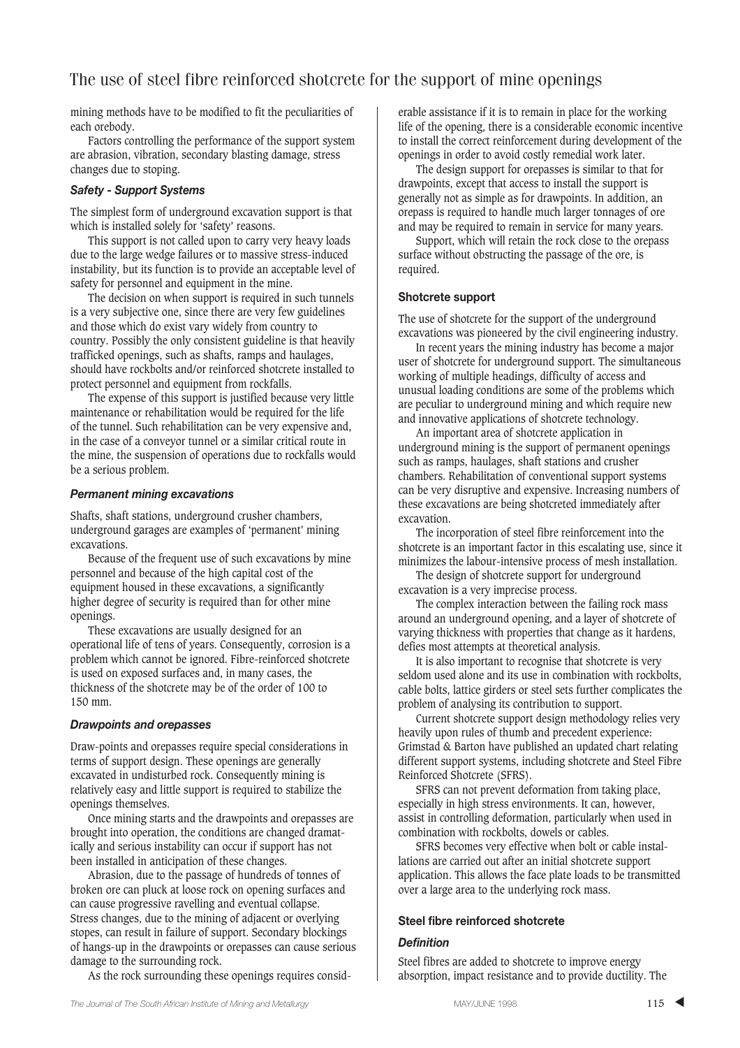mining methods have to be modified to fit the peculiarities of each orebody.

Factors controlling the performance of the support system are abrasion, vibration, secondary blasting damage, stress changes due to stoping.

### *Safety - Support Systems*

The simplest form of underground excavation support is that which is installed solely for 'safety' reasons.

This support is not called upon to carry very heavy loads due to the large wedge failures or to massive stress-induced instability, but its function is to provide an acceptable level of safety for personnel and equipment in the mine.

The decision on when support is required in such tunnels is a very subjective one, since there are very few guidelines and those which do exist vary widely from country to country. Possibly the only consistent guideline is that heavily trafficked openings, such as shafts, ramps and haulages, should have rockbolts and/or reinforced shotcrete installed to protect personnel and equipment from rockfalls.

The expense of this support is justified because very little maintenance or rehabilitation would be required for the life of the tunnel. Such rehabilitation can be very expensive and, in the case of a conveyor tunnel or a similar critical route in the mine, the suspension of operations due to rockfalls would be a serious problem.

### *Permanent mining excavations*

Shafts, shaft stations, underground crusher chambers, underground garages are examples of 'permanent' mining excavations.

Because of the frequent use of such excavations by mine personnel and because of the high capital cost of the equipment housed in these excavations, a significantly higher degree of security is required than for other mine openings.

These excavations are usually designed for an operational life of tens of years. Consequently, corrosion is a problem which cannot be ignored. Fibre-reinforced shotcrete is used on exposed surfaces and, in many cases, the thickness of the shotcrete may be of the order of 100 to 150 mm.

### *Drawpoints and orepasses*

Draw-points and orepasses require special considerations in terms of support design. These openings are generally excavated in undisturbed rock. Consequently mining is relatively easy and little support is required to stabilize the openings themselves.

Once mining starts and the drawpoints and orepasses are brought into operation, the conditions are changed dramatically and serious instability can occur if support has not been installed in anticipation of these changes.

Abrasion, due to the passage of hundreds of tonnes of broken ore can pluck at loose rock on opening surfaces and can cause progressive ravelling and eventual collapse. Stress changes, due to the mining of adjacent or overlying stopes, can result in failure of support. Secondary blockings of hangs-up in the drawpoints or orepasses can cause serious damage to the surrounding rock.

As the rock surrounding these openings requires considerable assistance if it is to remain in place for the working life of the opening, there is a considerable economic incentive to install the correct reinforcement during development of the openings in order to avoid costly remedial work later.

The design support for orepasses is similar to that for drawpoints, except that access to install the support is generally not as simple as for drawpoints. In addition, an orepass is required to handle much larger tonnages of ore and may be required to remain in service for many years.

Support, which will retain the rock close to the orepass surface without obstructing the passage of the ore, is required.

## Shotcrete support

The use of shotcrete for the support of the underground excavations was pioneered by the civil engineering industry.

In recent years the mining industry has become a major user of shotcrete for underground support. The simultaneous working of multiple headings, difficulty of access and unusual loading conditions are some of the problems which are peculiar to underground mining and which require new and innovative applications of shotcrete technology.

An important area of shotcrete application in underground mining is the support of permanent openings such as ramps, haulages, shaft stations and crusher chambers. Rehabilitation of conventional support systems can be very disruptive and expensive. Increasing numbers of these excavations are being shotcreted immediately after excavation.

The incorporation of steel fibre reinforcement into the shotcrete is an important factor in this escalating use, since it minimizes the labour-intensive process of mesh installation.

The design of shotcrete support for underground excavation is a very imprecise process.

The complex interaction between the failing rock mass around an underground opening, and a layer of shotcrete of varying thickness with properties that change as it hardens, defies most attempts at theoretical analysis.

It is also important to recognise that shotcrete is very seldom used alone and its use in combination with rockbolts, cable bolts, lattice girders or steel sets further complicates the problem of analysing its contribution to support.

Current shotcrete support design methodology relies very heavily upon rules of thumb and precedent experience: Grimstad & Barton have published an updated chart relating different support systems, including shotcrete and Steel Fibre Reinforced Shotcrete (SFRS).

SFRS can not prevent deformation from taking place, especially in high stress environments. It can, however, assist in controlling deformation, particularly when used in combination with rockbolts, dowels or cables.

SFRS becomes very effective when bolt or cable installations are carried out after an initial shotcrete support application. This allows the face plate loads to be transmitted over a large area to the underlying rock mass.

## Steel fibre reinforced shotcrete

### *Definition*

Steel fibres are added to shotcrete to improve energy absorption, impact resistance and to provide ductility. The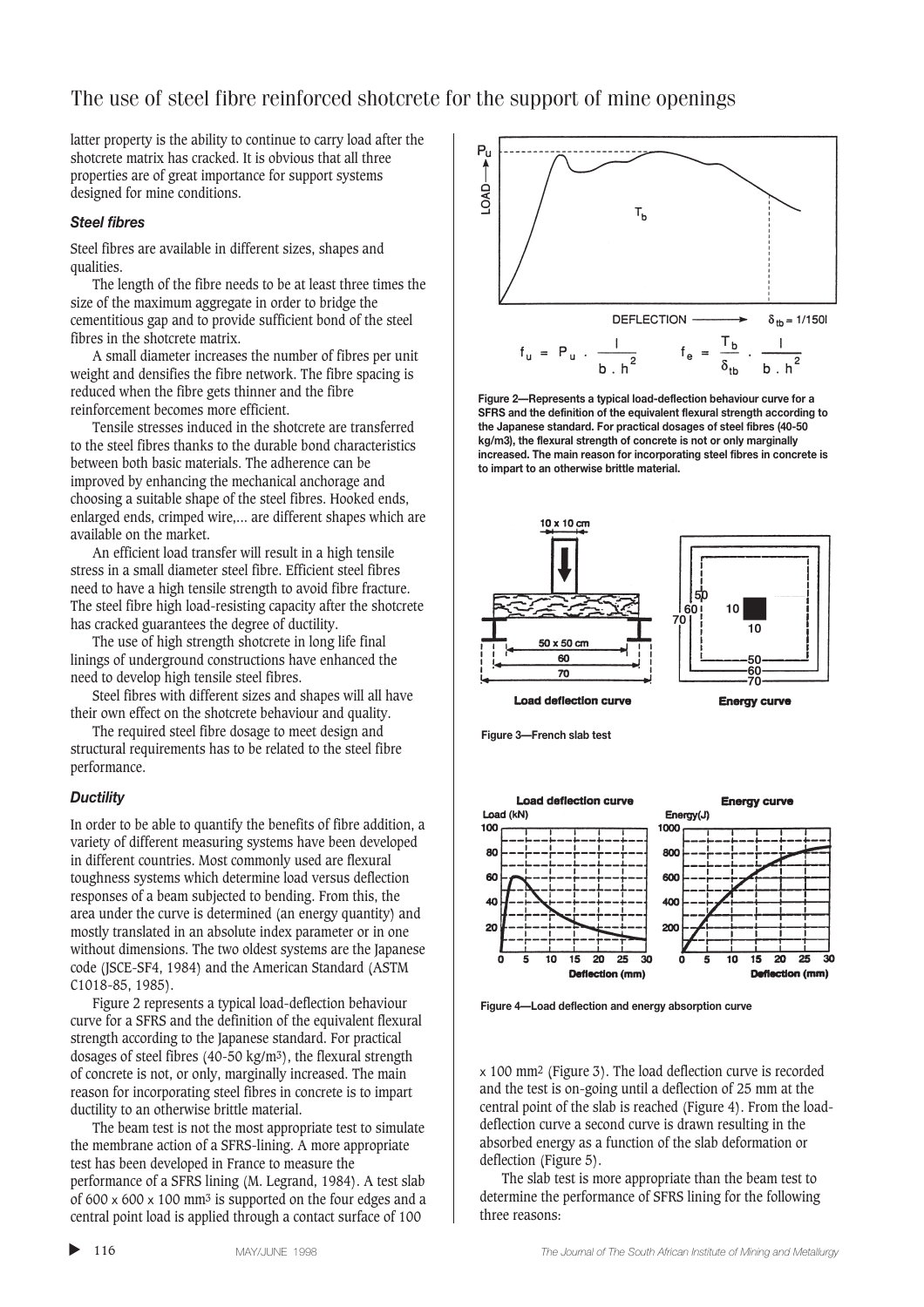latter property is the ability to continue to carry load after the shotcrete matrix has cracked. It is obvious that all three properties are of great importance for support systems designed for mine conditions.

### *Steel fibres*

Steel fibres are available in different sizes, shapes and qualities.

The length of the fibre needs to be at least three times the size of the maximum aggregate in order to bridge the cementitious gap and to provide sufficient bond of the steel fibres in the shotcrete matrix.

A small diameter increases the number of fibres per unit weight and densifies the fibre network. The fibre spacing is reduced when the fibre gets thinner and the fibre reinforcement becomes more efficient.

Tensile stresses induced in the shotcrete are transferred to the steel fibres thanks to the durable bond characteristics between both basic materials. The adherence can be improved by enhancing the mechanical anchorage and choosing a suitable shape of the steel fibres. Hooked ends, enlarged ends, crimped wire,... are different shapes which are available on the market.

An efficient load transfer will result in a high tensile stress in a small diameter steel fibre. Efficient steel fibres need to have a high tensile strength to avoid fibre fracture. The steel fibre high load-resisting capacity after the shotcrete has cracked guarantees the degree of ductility.

The use of high strength shotcrete in long life final linings of underground constructions have enhanced the need to develop high tensile steel fibres.

Steel fibres with different sizes and shapes will all have their own effect on the shotcrete behaviour and quality.

The required steel fibre dosage to meet design and structural requirements has to be related to the steel fibre performance.

### *Ductility*

In order to be able to quantify the benefits of fibre addition, a variety of different measuring systems have been developed in different countries. Most commonly used are flexural toughness systems which determine load versus deflection responses of a beam subjected to bending. From this, the area under the curve is determined (an energy quantity) and mostly translated in an absolute index parameter or in one without dimensions. The two oldest systems are the Japanese code (JSCE-SF4, 1984) and the American Standard (ASTM C1018-85, 1985).

Figure 2 represents a typical load-deflection behaviour curve for a SFRS and the definition of the equivalent flexural strength according to the Japanese standard. For practical dosages of steel fibres (40-50 kg/m$^3$), the flexural strength of concrete is not, or only, marginally increased. The main reason for incorporating steel fibres in concrete is to impart ductility to an otherwise brittle material.

The beam test is not the most appropriate test to simulate the membrane action of a SFRS-lining. A more appropriate test has been developed in France to measure the performance of a SFRS lining (M. Legrand, 1984). A test slab of 600 x 600 x 100 mm$^3$ is supported on the four edges and a central point load is applied through a contact surface of 100 x 100 mm$^2$ (Figure 3). The load deflection curve is recorded and the test is on-going until a deflection of 25 mm at the central point of the slab is reached (Figure 4). From the load-deflection curve a second curve is drawn resulting in the absorbed energy as a function of the slab deformation or deflection (Figure 5).

The slab test is more appropriate than the beam test to determine the performance of SFRS lining for the following three reasons:

$$f_u = P_u \cdot \frac{l}{b \cdot h^2} \qquad f_e = \frac{T_b}{\delta_{tb}} \cdot \frac{l}{b \cdot h^2}$$

**Figure 2—Represents a typical load-deflection behaviour curve for a SFRS and the definition of the equivalent flexural strength according to the Japanese standard. For practical dosages of steel fibres (40-50 kg/m3), the flexural strength of concrete is not or only marginally increased. The main reason for incorporating steel fibres in concrete is to impart to an otherwise brittle material.**

**Figure 3—French slab test**

**Figure 4—Load deflection and energy absorption curve**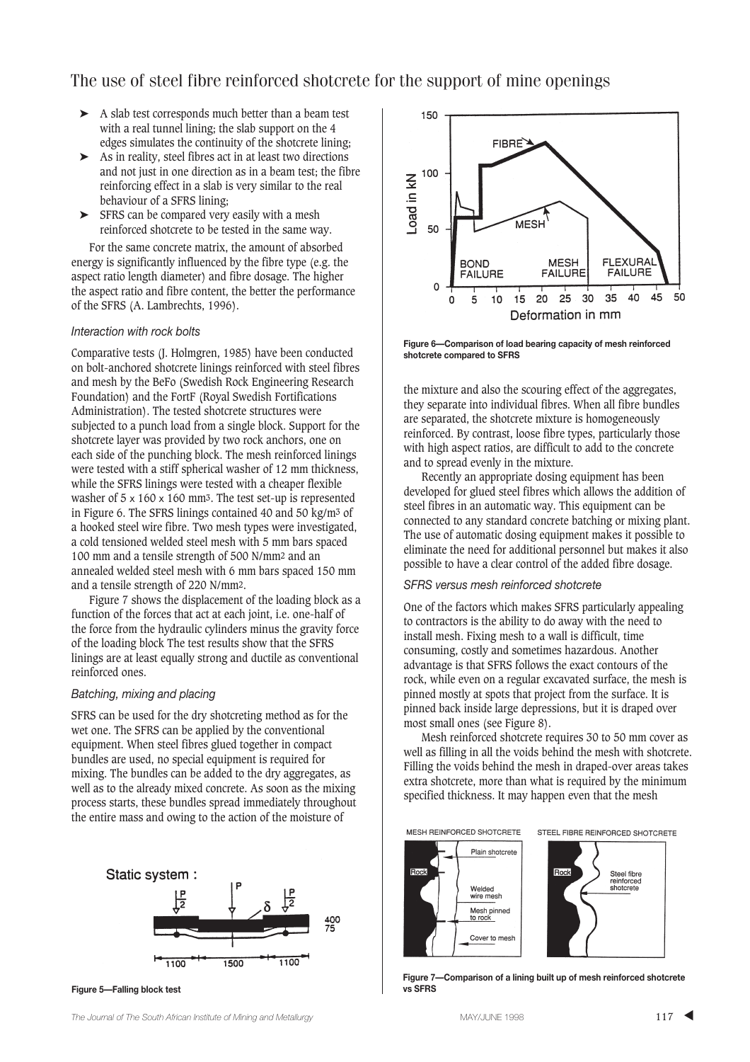- ➤ A slab test corresponds much better than a beam test with a real tunnel lining; the slab support on the 4 edges simulates the continuity of the shotcrete lining;
- ➤ As in reality, steel fibres act in at least two directions and not just in one direction as in a beam test; the fibre reinforcing effect in a slab is very similar to the real behaviour of a SFRS lining;
- ➤ SFRS can be compared very easily with a mesh reinforced shotcrete to be tested in the same way.

For the same concrete matrix, the amount of absorbed energy is significantly influenced by the fibre type (e.g. the aspect ratio length diameter) and fibre dosage. The higher the aspect ratio and fibre content, the better the performance of the SFRS (A. Lambrechts, 1996).

### *Interaction with rock bolts*

Comparative tests (J. Holmgren, 1985) have been conducted on bolt-anchored shotcrete linings reinforced with steel fibres and mesh by the BeFo (Swedish Rock Engineering Research Foundation) and the FortF (Royal Swedish Fortifications Administration). The tested shotcrete structures were subjected to a punch load from a single block. Support for the shotcrete layer was provided by two rock anchors, one on each side of the punching block. The mesh reinforced linings were tested with a stiff spherical washer of 12 mm thickness, while the SFRS linings were tested with a cheaper flexible washer of 5 x 160 x 160 mm$^3$. The test set-up is represented in Figure 6. The SFRS linings contained 40 and 50 kg/m$^3$ of a hooked steel wire fibre. Two mesh types were investigated, a cold tensioned welded steel mesh with 5 mm bars spaced 100 mm and a tensile strength of 500 N/mm$^2$ and an annealed welded steel mesh with 6 mm bars spaced 150 mm and a tensile strength of 220 N/mm$^2$.

Figure 7 shows the displacement of the loading block as a function of the forces that act at each joint, i.e. one-half of the force from the hydraulic cylinders minus the gravity force of the loading block The test results show that the SFRS linings are at least equally strong and ductile as conventional reinforced ones.

### *Batching, mixing and placing*

SFRS can be used for the dry shotcreting method as for the wet one. The SFRS can be applied by the conventional equipment. When steel fibres glued together in compact bundles are used, no special equipment is required for mixing. The bundles can be added to the dry aggregates, as well as to the already mixed concrete. As soon as the mixing process starts, these bundles spread immediately throughout the entire mass and owing to the action of the moisture of the mixture and also the scouring effect of the aggregates, they separate into individual fibres. When all fibre bundles are separated, the shotcrete mixture is homogeneously reinforced. By contrast, loose fibre types, particularly those with high aspect ratios, are difficult to add to the concrete and to spread evenly in the mixture.

Recently an appropriate dosing equipment has been developed for glued steel fibres which allows the addition of steel fibres in an automatic way. This equipment can be connected to any standard concrete batching or mixing plant. The use of automatic dosing equipment makes it possible to eliminate the need for additional personnel but makes it also possible to have a clear control of the added fibre dosage.

Static system :

Figure 5—Falling block test

Figure 6—Comparison of load bearing capacity of mesh reinforced shotcrete compared to SFRS

### *SFRS versus mesh reinforced shotcrete*

One of the factors which makes SFRS particularly appealing to contractors is the ability to do away with the need to install mesh. Fixing mesh to a wall is difficult, time consuming, costly and sometimes hazardous. Another advantage is that SFRS follows the exact contours of the rock, while even on a regular excavated surface, the mesh is pinned mostly at spots that project from the surface. It is pinned back inside large depressions, but it is draped over most small ones (see Figure 8).

Mesh reinforced shotcrete requires 30 to 50 mm cover as well as filling in all the voids behind the mesh with shotcrete. Filling the voids behind the mesh in draped-over areas takes extra shotcrete, more than what is required by the minimum specified thickness. It may happen even that the mesh

Figure 7—Comparison of a lining built up of mesh reinforced shotcrete vs SFRS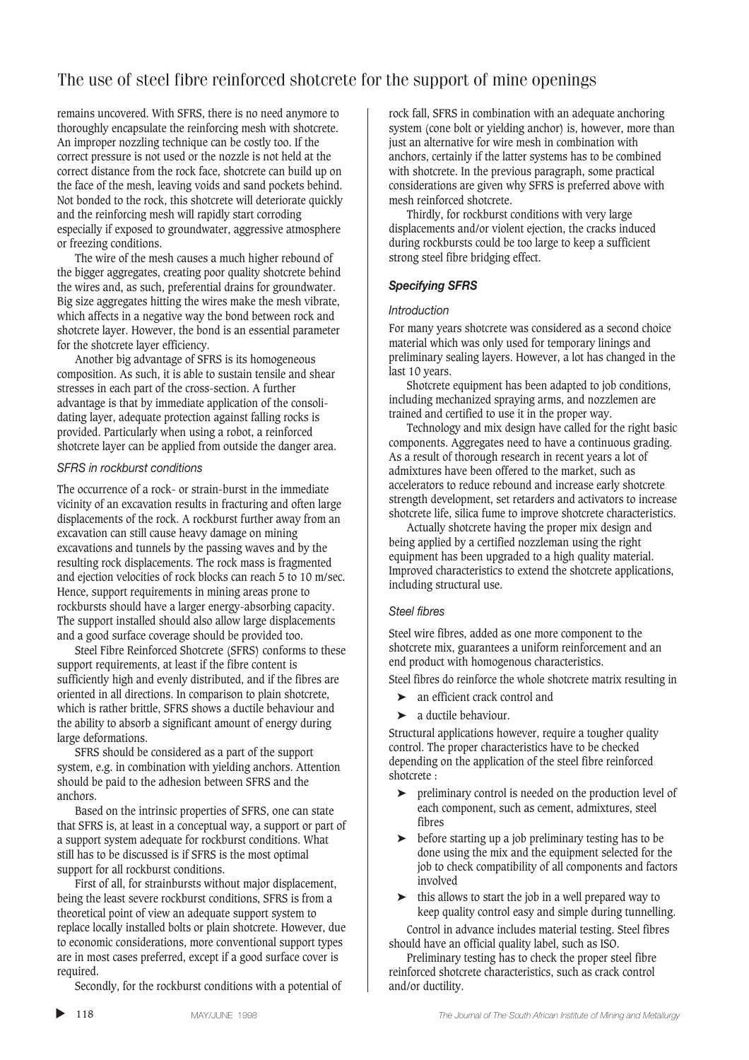remains uncovered. With SFRS, there is no need anymore to thoroughly encapsulate the reinforcing mesh with shotcrete. An improper nozzling technique can be costly too. If the correct pressure is not used or the nozzle is not held at the correct distance from the rock face, shotcrete can build up on the face of the mesh, leaving voids and sand pockets behind. Not bonded to the rock, this shotcrete will deteriorate quickly and the reinforcing mesh will rapidly start corroding especially if exposed to groundwater, aggressive atmosphere or freezing conditions.

The wire of the mesh causes a much higher rebound of the bigger aggregates, creating poor quality shotcrete behind the wires and, as such, preferential drains for groundwater. Big size aggregates hitting the wires make the mesh vibrate, which affects in a negative way the bond between rock and shotcrete layer. However, the bond is an essential parameter for the shotcrete layer efficiency.

Another big advantage of SFRS is its homogeneous composition. As such, it is able to sustain tensile and shear stresses in each part of the cross-section. A further advantage is that by immediate application of the consolidating layer, adequate protection against falling rocks is provided. Particularly when using a robot, a reinforced shotcrete layer can be applied from outside the danger area.

#### *SFRS in rockburst conditions*

The occurrence of a rock- or strain-burst in the immediate vicinity of an excavation results in fracturing and often large displacements of the rock. A rockburst further away from an excavation can still cause heavy damage on mining excavations and tunnels by the passing waves and by the resulting rock displacements. The rock mass is fragmented and ejection velocities of rock blocks can reach 5 to 10 m/sec. Hence, support requirements in mining areas prone to rockbursts should have a larger energy-absorbing capacity. The support installed should also allow large displacements and a good surface coverage should be provided too.

Steel Fibre Reinforced Shotcrete (SFRS) conforms to these support requirements, at least if the fibre content is sufficiently high and evenly distributed, and if the fibres are oriented in all directions. In comparison to plain shotcrete, which is rather brittle, SFRS shows a ductile behaviour and the ability to absorb a significant amount of energy during large deformations.

SFRS should be considered as a part of the support system, e.g. in combination with yielding anchors. Attention should be paid to the adhesion between SFRS and the anchors.

Based on the intrinsic properties of SFRS, one can state that SFRS is, at least in a conceptual way, a support or part of a support system adequate for rockburst conditions. What still has to be discussed is if SFRS is the most optimal support for all rockburst conditions.

First of all, for strainbursts without major displacement, being the least severe rockburst conditions, SFRS is from a theoretical point of view an adequate support system to replace locally installed bolts or plain shotcrete. However, due to economic considerations, more conventional support types are in most cases preferred, except if a good surface cover is required.

Secondly, for the rockburst conditions with a potential of rock fall, SFRS in combination with an adequate anchoring system (cone bolt or yielding anchor) is, however, more than just an alternative for wire mesh in combination with anchors, certainly if the latter systems has to be combined with shotcrete. In the previous paragraph, some practical considerations are given why SFRS is preferred above with mesh reinforced shotcrete.

Thirdly, for rockburst conditions with very large displacements and/or violent ejection, the cracks induced during rockbursts could be too large to keep a sufficient strong steel fibre bridging effect.

### *Specifying SFRS*

#### *Introduction*

For many years shotcrete was considered as a second choice material which was only used for temporary linings and preliminary sealing layers. However, a lot has changed in the last 10 years.

Shotcrete equipment has been adapted to job conditions, including mechanized spraying arms, and nozzlemen are trained and certified to use it in the proper way.

Technology and mix design have called for the right basic components. Aggregates need to have a continuous grading. As a result of thorough research in recent years a lot of admixtures have been offered to the market, such as accelerators to reduce rebound and increase early shotcrete strength development, set retarders and activators to increase shotcrete life, silica fume to improve shotcrete characteristics.

Actually shotcrete having the proper mix design and being applied by a certified nozzleman using the right equipment has been upgraded to a high quality material. Improved characteristics to extend the shotcrete applications, including structural use.

#### *Steel fibres*

Steel wire fibres, added as one more component to the shotcrete mix, guarantees a uniform reinforcement and an end product with homogenous characteristics.

Steel fibres do reinforce the whole shotcrete matrix resulting in

- an efficient crack control and
- a ductile behaviour.

Structural applications however, require a tougher quality control. The proper characteristics have to be checked depending on the application of the steel fibre reinforced shotcrete :

- preliminary control is needed on the production level of each component, such as cement, admixtures, steel fibres
- before starting up a job preliminary testing has to be done using the mix and the equipment selected for the job to check compatibility of all components and factors involved
- this allows to start the job in a well prepared way to keep quality control easy and simple during tunnelling.

Control in advance includes material testing. Steel fibres should have an official quality label, such as ISO.

Preliminary testing has to check the proper steel fibre reinforced shotcrete characteristics, such as crack control and/or ductility.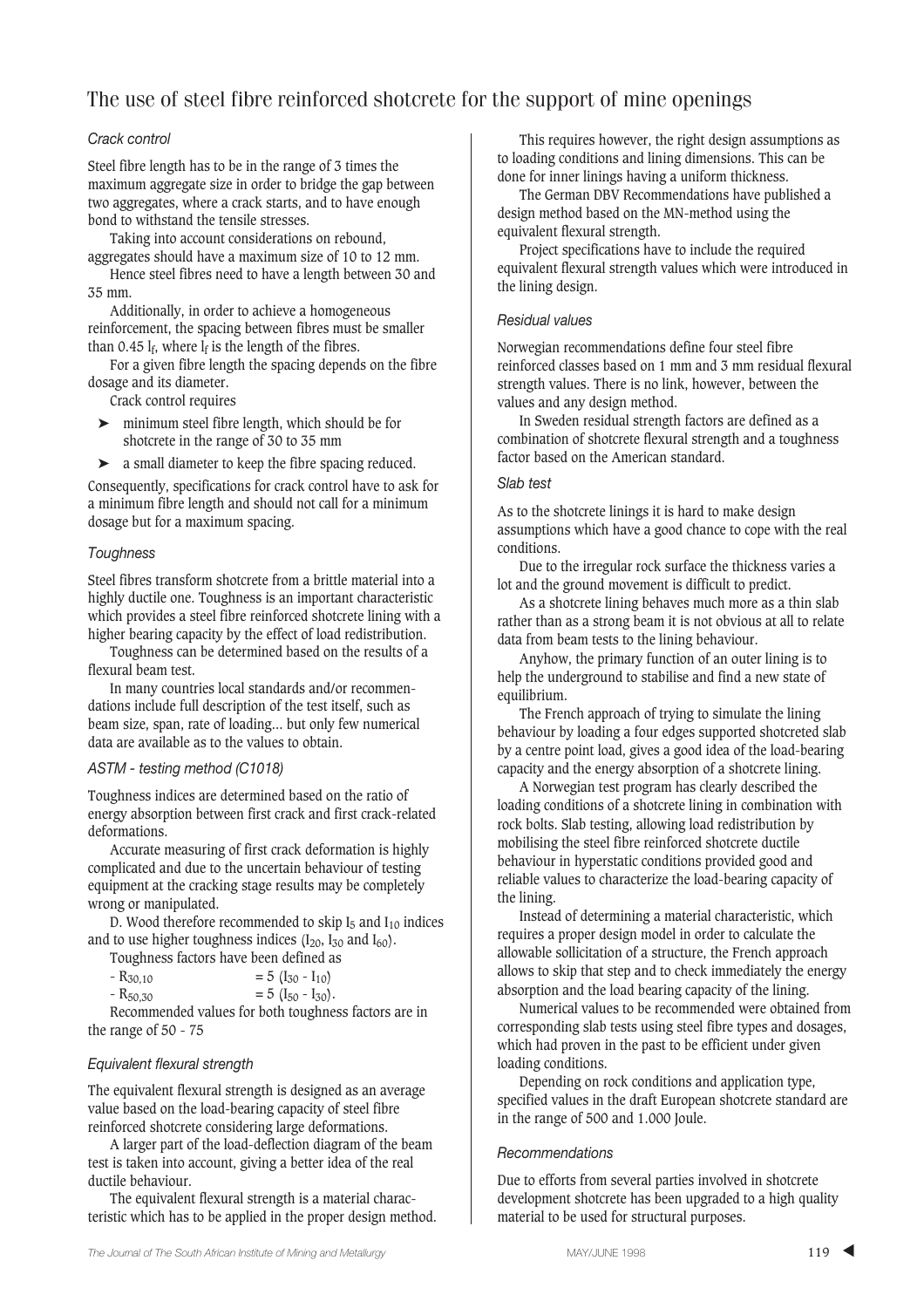## The use of steel fibre reinforced shotcrete for the support of mine openings

### *Crack control*

Steel fibre length has to be in the range of 3 times the maximum aggregate size in order to bridge the gap between two aggregates, where a crack starts, and to have enough bond to withstand the tensile stresses.

Taking into account considerations on rebound, aggregates should have a maximum size of 10 to 12 mm.

Hence steel fibres need to have a length between 30 and 35 mm.

Additionally, in order to achieve a homogeneous reinforcement, the spacing between fibres must be smaller than 0.45 $l_f$, where $l_f$ is the length of the fibres.

For a given fibre length the spacing depends on the fibre dosage and its diameter.

Crack control requires

- minimum steel fibre length, which should be for shotcrete in the range of 30 to 35 mm
- a small diameter to keep the fibre spacing reduced.

Consequently, specifications for crack control have to ask for a minimum fibre length and should not call for a minimum dosage but for a maximum spacing.

### *Toughness*

Steel fibres transform shotcrete from a brittle material into a highly ductile one. Toughness is an important characteristic which provides a steel fibre reinforced shotcrete lining with a higher bearing capacity by the effect of load redistribution.

Toughness can be determined based on the results of a flexural beam test.

In many countries local standards and/or recommendations include full description of the test itself, such as beam size, span, rate of loading... but only few numerical data are available as to the values to obtain.

### *ASTM - testing method (C1018)*

Toughness indices are determined based on the ratio of energy absorption between first crack and first crack-related deformations.

Accurate measuring of first crack deformation is highly complicated and due to the uncertain behaviour of testing equipment at the cracking stage results may be completely wrong or manipulated.

D. Wood therefore recommended to skip $I_5$ and $I_{10}$ indices and to use higher toughness indices ($I_{20}$, $I_{30}$ and $I_{60}$).

Toughness factors have been defined as

- $R_{30,10} = 5\ (I_{30} - I_{10})$
- $R_{50,30} = 5\ (I_{50} - I_{30})$.

Recommended values for both toughness factors are in the range of 50 - 75

### *Equivalent flexural strength*

The equivalent flexural strength is designed as an average value based on the load-bearing capacity of steel fibre reinforced shotcrete considering large deformations.

A larger part of the load-deflection diagram of the beam test is taken into account, giving a better idea of the real ductile behaviour.

The equivalent flexural strength is a material characteristic which has to be applied in the proper design method.

This requires however, the right design assumptions as to loading conditions and lining dimensions. This can be done for inner linings having a uniform thickness.

The German DBV Recommendations have published a design method based on the MN-method using the equivalent flexural strength.

Project specifications have to include the required equivalent flexural strength values which were introduced in the lining design.

### *Residual values*

Norwegian recommendations define four steel fibre reinforced classes based on 1 mm and 3 mm residual flexural strength values. There is no link, however, between the values and any design method.

In Sweden residual strength factors are defined as a combination of shotcrete flexural strength and a toughness factor based on the American standard.

### *Slab test*

As to the shotcrete linings it is hard to make design assumptions which have a good chance to cope with the real conditions.

Due to the irregular rock surface the thickness varies a lot and the ground movement is difficult to predict.

As a shotcrete lining behaves much more as a thin slab rather than as a strong beam it is not obvious at all to relate data from beam tests to the lining behaviour.

Anyhow, the primary function of an outer lining is to help the underground to stabilise and find a new state of equilibrium.

The French approach of trying to simulate the lining behaviour by loading a four edges supported shotcreted slab by a centre point load, gives a good idea of the load-bearing capacity and the energy absorption of a shotcrete lining.

A Norwegian test program has clearly described the loading conditions of a shotcrete lining in combination with rock bolts. Slab testing, allowing load redistribution by mobilising the steel fibre reinforced shotcrete ductile behaviour in hyperstatic conditions provided good and reliable values to characterize the load-bearing capacity of the lining.

Instead of determining a material characteristic, which requires a proper design model in order to calculate the allowable sollicitation of a structure, the French approach allows to skip that step and to check immediately the energy absorption and the load bearing capacity of the lining.

Numerical values to be recommended were obtained from corresponding slab tests using steel fibre types and dosages, which had proven in the past to be efficient under given loading conditions.

Depending on rock conditions and application type, specified values in the draft European shotcrete standard are in the range of 500 and 1.000 Joule.

### *Recommendations*

Due to efforts from several parties involved in shotcrete development shotcrete has been upgraded to a high quality material to be used for structural purposes.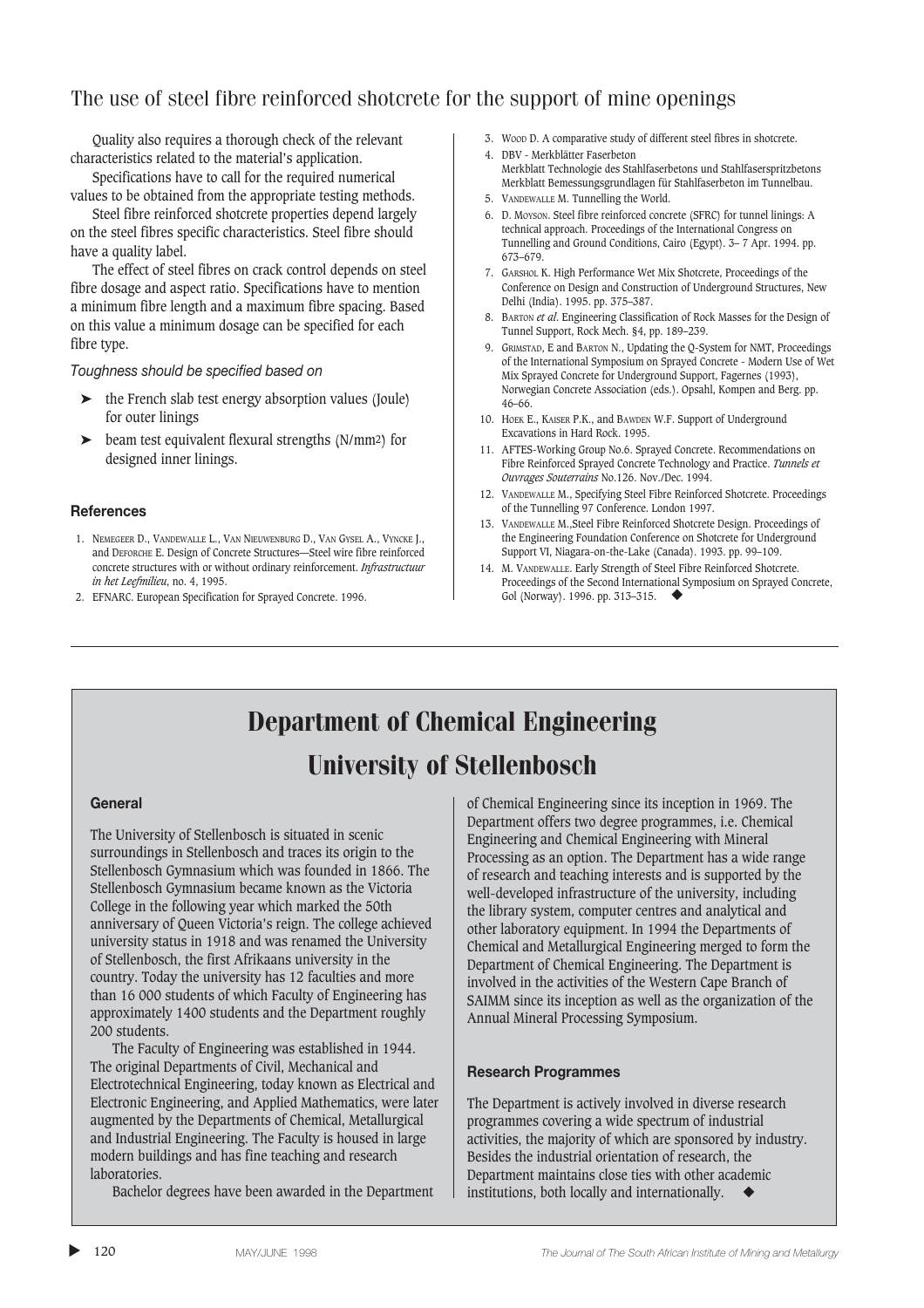Quality also requires a thorough check of the relevant characteristics related to the material's application.

Specifications have to call for the required numerical values to be obtained from the appropriate testing methods.

Steel fibre reinforced shotcrete properties depend largely on the steel fibres specific characteristics. Steel fibre should have a quality label.

The effect of steel fibres on crack control depends on steel fibre dosage and aspect ratio. Specifications have to mention a minimum fibre length and a maximum fibre spacing. Based on this value a minimum dosage can be specified for each fibre type.

*Toughness should be specified based on*

- the French slab test energy absorption values (Joule) for outer linings
- beam test equivalent flexural strengths (N/mm²) for designed inner linings.

### References

1. NEMEGEER D., VANDEWALLE L., VAN NIEUWENBURG D., VAN GYSEL A., VYNCKE J., and DEFORCHE E. Design of Concrete Structures—Steel wire fibre reinforced concrete structures with or without ordinary reinforcement. *Infrastructuur in het Leefmilieu*, no. 4, 1995.
2. EFNARC. European Specification for Sprayed Concrete. 1996.
3. WOOD D. A comparative study of different steel fibres in shotcrete.
4. DBV - Merkblätter Faserbeton
   Merkblatt Technologie des Stahlfaserbetons und Stahlfaserspritzbetons
   Merkblatt Bemessungsgrundlagen für Stahlfaserbeton im Tunnelbau.
5. VANDEWALLE M. Tunnelling the World.
6. D. MOYSON. Steel fibre reinforced concrete (SFRC) for tunnel linings: A technical approach. Proceedings of the International Congress on Tunnelling and Ground Conditions, Cairo (Egypt). 3– 7 Apr. 1994. pp. 673–679.
7. GARSHOL K. High Performance Wet Mix Shotcrete, Proceedings of the Conference on Design and Construction of Underground Structures, New Delhi (India). 1995. pp. 375–387.
8. BARTON *et al*. Engineering Classification of Rock Masses for the Design of Tunnel Support, Rock Mech. §4, pp. 189–239.
9. GRIMSTAD, E and BARTON N., Updating the Q-System for NMT, Proceedings of the International Symposium on Sprayed Concrete - Modern Use of Wet Mix Sprayed Concrete for Underground Support, Fagernes (1993), Norwegian Concrete Association (eds.). Opsahl, Kompen and Berg. pp. 46–66.
10. HOEK E., KAISER P.K., and BAWDEN W.F. Support of Underground Excavations in Hard Rock. 1995.
11. AFTES-Working Group No.6. Sprayed Concrete. Recommendations on Fibre Reinforced Sprayed Concrete Technology and Practice. *Tunnels et Ouvrages Souterrains* No.126. Nov./Dec. 1994.
12. VANDEWALLE M., Specifying Steel Fibre Reinforced Shotcrete. Proceedings of the Tunnelling 97 Conference. London 1997.
13. VANDEWALLE M.,Steel Fibre Reinforced Shotcrete Design. Proceedings of the Engineering Foundation Conference on Shotcrete for Underground Support VI, Niagara-on-the-Lake (Canada). 1993. pp. 99–109.
14. M. VANDEWALLE. Early Strength of Steel Fibre Reinforced Shotcrete. Proceedings of the Second International Symposium on Sprayed Concrete, Gol (Norway). 1996. pp. 313–315. ◆

# Department of Chemical Engineering
# University of Stellenbosch

### General

The University of Stellenbosch is situated in scenic surroundings in Stellenbosch and traces its origin to the Stellenbosch Gymnasium which was founded in 1866. The Stellenbosch Gymnasium became known as the Victoria College in the following year which marked the 50th anniversary of Queen Victoria's reign. The college achieved university status in 1918 and was renamed the University of Stellenbosch, the first Afrikaans university in the country. Today the university has 12 faculties and more than 16 000 students of which Faculty of Engineering has approximately 1400 students and the Department roughly 200 students.

The Faculty of Engineering was established in 1944. The original Departments of Civil, Mechanical and Electrotechnical Engineering, today known as Electrical and Electronic Engineering, and Applied Mathematics, were later augmented by the Departments of Chemical, Metallurgical and Industrial Engineering. The Faculty is housed in large modern buildings and has fine teaching and research laboratories.

Bachelor degrees have been awarded in the Department of Chemical Engineering since its inception in 1969. The Department offers two degree programmes, i.e. Chemical Engineering and Chemical Engineering with Mineral Processing as an option. The Department has a wide range of research and teaching interests and is supported by the well-developed infrastructure of the university, including the library system, computer centres and analytical and other laboratory equipment. In 1994 the Departments of Chemical and Metallurgical Engineering merged to form the Department of Chemical Engineering. The Department is involved in the activities of the Western Cape Branch of SAIMM since its inception as well as the organization of the Annual Mineral Processing Symposium.

### Research Programmes

The Department is actively involved in diverse research programmes covering a wide spectrum of industrial activities, the majority of which are sponsored by industry. Besides the industrial orientation of research, the Department maintains close ties with other academic institutions, both locally and internationally. ◆